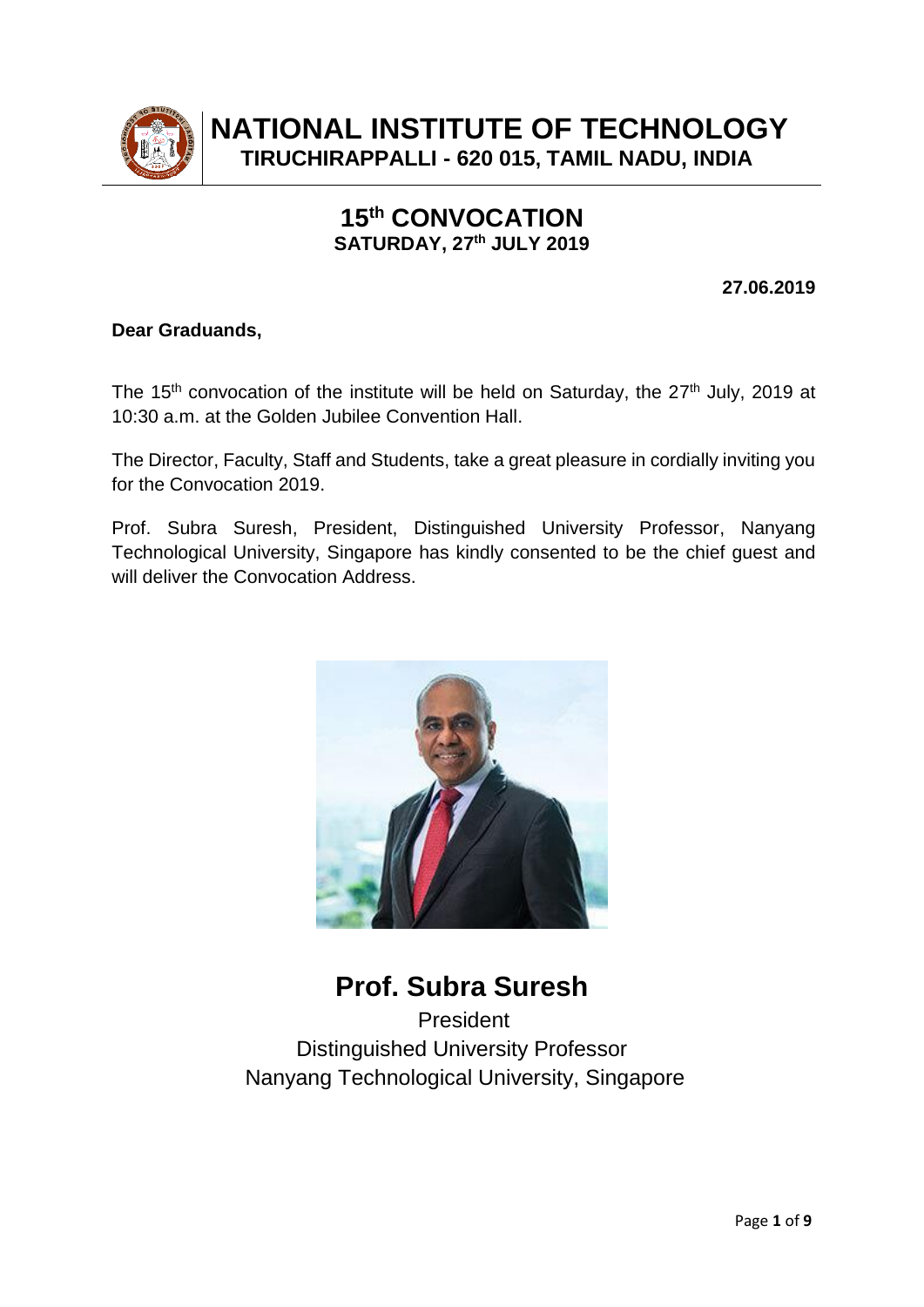# NATIONAL INSTITUTE OF TECHNOLOGY

**TIRUCHIRAPPALLI - 620 015, TAMIL NADU, INDIA**

## 15th CONVOCATION

**SATURDAY, 27th JULY 2019**

**27.06.2019**

**Dear Graduands,**

The 15th convocation of the institute will be held on Saturday, the 27th July, 2019 at 10:30 a.m. at the Golden Jubilee Convention Hall.

The Director, Faculty, Staff and Students, take a great pleasure in cordially inviting you for the Convocation 2019.

Prof. Subra Suresh, President, Distinguished University Professor, Nanyang Technological University, Singapore has kindly consented to be the chief guest and will deliver the Convocation Address.

## Prof. Subra Suresh

President
Distinguished University Professor
Nanyang Technological University, Singapore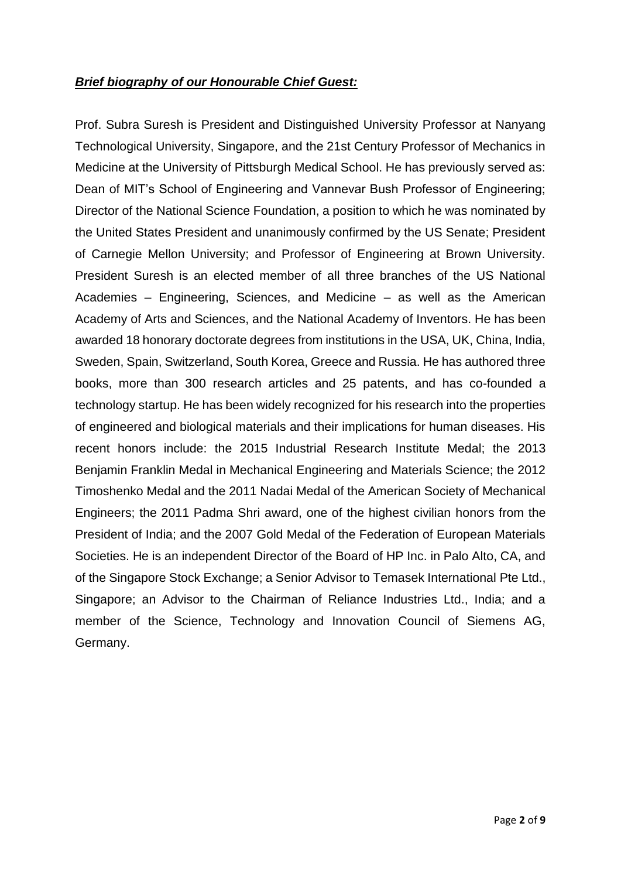***<u>Brief biography of our Honourable Chief Guest:</u>***

Prof. Subra Suresh is President and Distinguished University Professor at Nanyang Technological University, Singapore, and the 21st Century Professor of Mechanics in Medicine at the University of Pittsburgh Medical School. He has previously served as: Dean of MIT's School of Engineering and Vannevar Bush Professor of Engineering; Director of the National Science Foundation, a position to which he was nominated by the United States President and unanimously confirmed by the US Senate; President of Carnegie Mellon University; and Professor of Engineering at Brown University. President Suresh is an elected member of all three branches of the US National Academies – Engineering, Sciences, and Medicine – as well as the American Academy of Arts and Sciences, and the National Academy of Inventors. He has been awarded 18 honorary doctorate degrees from institutions in the USA, UK, China, India, Sweden, Spain, Switzerland, South Korea, Greece and Russia. He has authored three books, more than 300 research articles and 25 patents, and has co-founded a technology startup. He has been widely recognized for his research into the properties of engineered and biological materials and their implications for human diseases. His recent honors include: the 2015 Industrial Research Institute Medal; the 2013 Benjamin Franklin Medal in Mechanical Engineering and Materials Science; the 2012 Timoshenko Medal and the 2011 Nadai Medal of the American Society of Mechanical Engineers; the 2011 Padma Shri award, one of the highest civilian honors from the President of India; and the 2007 Gold Medal of the Federation of European Materials Societies. He is an independent Director of the Board of HP Inc. in Palo Alto, CA, and of the Singapore Stock Exchange; a Senior Advisor to Temasek International Pte Ltd., Singapore; an Advisor to the Chairman of Reliance Industries Ltd., India; and a member of the Science, Technology and Innovation Council of Siemens AG, Germany.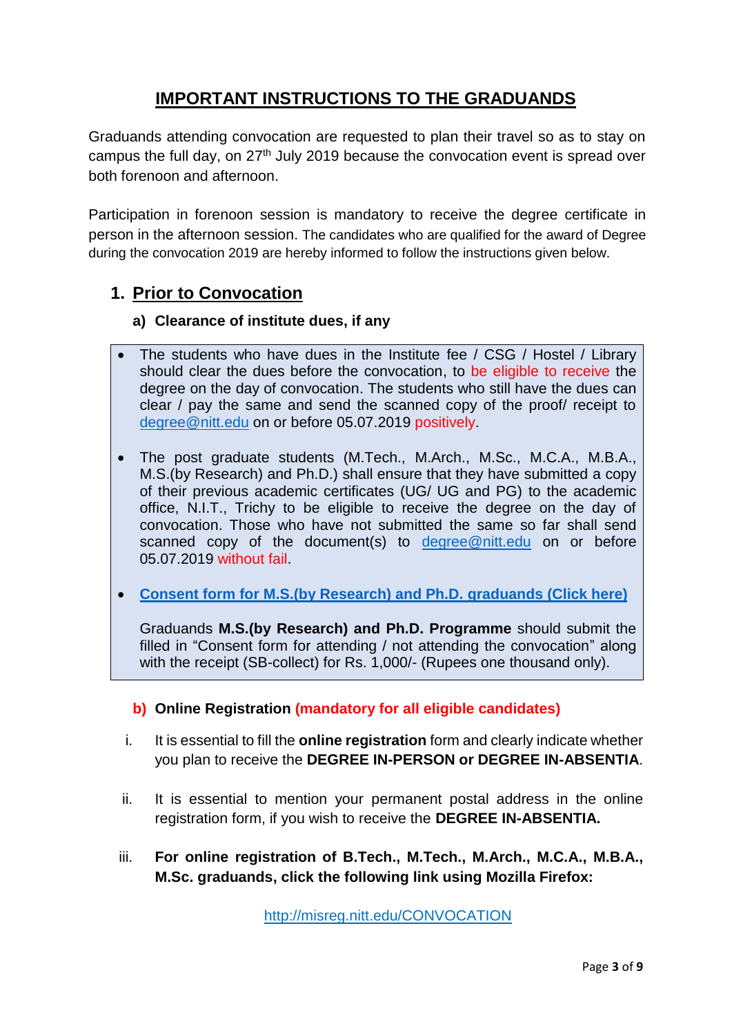# IMPORTANT INSTRUCTIONS TO THE GRADUANDS

Graduands attending convocation are requested to plan their travel so as to stay on campus the full day, on 27th July 2019 because the convocation event is spread over both forenoon and afternoon.

Participation in forenoon session is mandatory to receive the degree certificate in person in the afternoon session. The candidates who are qualified for the award of Degree during the convocation 2019 are hereby informed to follow the instructions given below.

## 1. Prior to Convocation

### a) Clearance of institute dues, if any

- The students who have dues in the Institute fee / CSG / Hostel / Library should clear the dues before the convocation, to be eligible to receive the degree on the day of convocation. The students who still have the dues can clear / pay the same and send the scanned copy of the proof/ receipt to degree@nitt.edu on or before 05.07.2019 positively.

- The post graduate students (M.Tech., M.Arch., M.Sc., M.C.A., M.B.A., M.S.(by Research) and Ph.D.) shall ensure that they have submitted a copy of their previous academic certificates (UG/ UG and PG) to the academic office, N.I.T., Trichy to be eligible to receive the degree on the day of convocation. Those who have not submitted the same so far shall send scanned copy of the document(s) to degree@nitt.edu on or before 05.07.2019 without fail.

- **Consent form for M.S.(by Research) and Ph.D. graduands (Click here)**

  Graduands **M.S.(by Research) and Ph.D. Programme** should submit the filled in "Consent form for attending / not attending the convocation" along with the receipt (SB-collect) for Rs. 1,000/- (Rupees one thousand only).

### b) Online Registration (mandatory for all eligible candidates)

i. It is essential to fill the **online registration** form and clearly indicate whether you plan to receive the **DEGREE IN-PERSON or DEGREE IN-ABSENTIA**.

ii. It is essential to mention your permanent postal address in the online registration form, if you wish to receive the **DEGREE IN-ABSENTIA.**

iii. **For online registration of B.Tech., M.Tech., M.Arch., M.C.A., M.B.A., M.Sc. graduands, click the following link using Mozilla Firefox:**

http://misreg.nitt.edu/CONVOCATION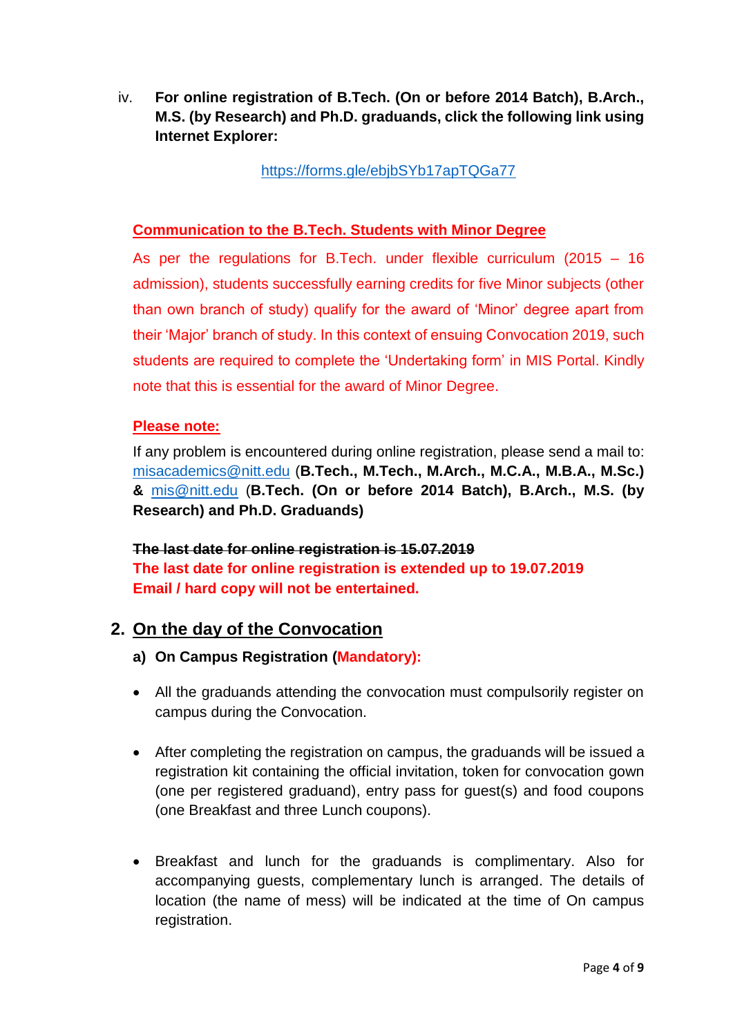iv. **For online registration of B.Tech. (On or before 2014 Batch), B.Arch., M.S. (by Research) and Ph.D. graduands, click the following link using Internet Explorer:**

https://forms.gle/ebjbSYb17apTQGa77

**Communication to the B.Tech. Students with Minor Degree**

As per the regulations for B.Tech. under flexible curriculum (2015 – 16 admission), students successfully earning credits for five Minor subjects (other than own branch of study) qualify for the award of 'Minor' degree apart from their 'Major' branch of study. In this context of ensuing Convocation 2019, such students are required to complete the 'Undertaking form' in MIS Portal. Kindly note that this is essential for the award of Minor Degree.

**Please note:**

If any problem is encountered during online registration, please send a mail to: misacademics@nitt.edu (**B.Tech., M.Tech., M.Arch., M.C.A., M.B.A., M.Sc.)** **&** mis@nitt.edu (**B.Tech. (On or before 2014 Batch), B.Arch., M.S. (by Research) and Ph.D. Graduands)**

~~**The last date for online registration is 15.07.2019**~~
**The last date for online registration is extended up to 19.07.2019**
**Email / hard copy will not be entertained.**

## 2. On the day of the Convocation

**a) On Campus Registration (Mandatory):**

- All the graduands attending the convocation must compulsorily register on campus during the Convocation.
- After completing the registration on campus, the graduands will be issued a registration kit containing the official invitation, token for convocation gown (one per registered graduand), entry pass for guest(s) and food coupons (one Breakfast and three Lunch coupons).
- Breakfast and lunch for the graduands is complimentary. Also for accompanying guests, complementary lunch is arranged. The details of location (the name of mess) will be indicated at the time of On campus registration.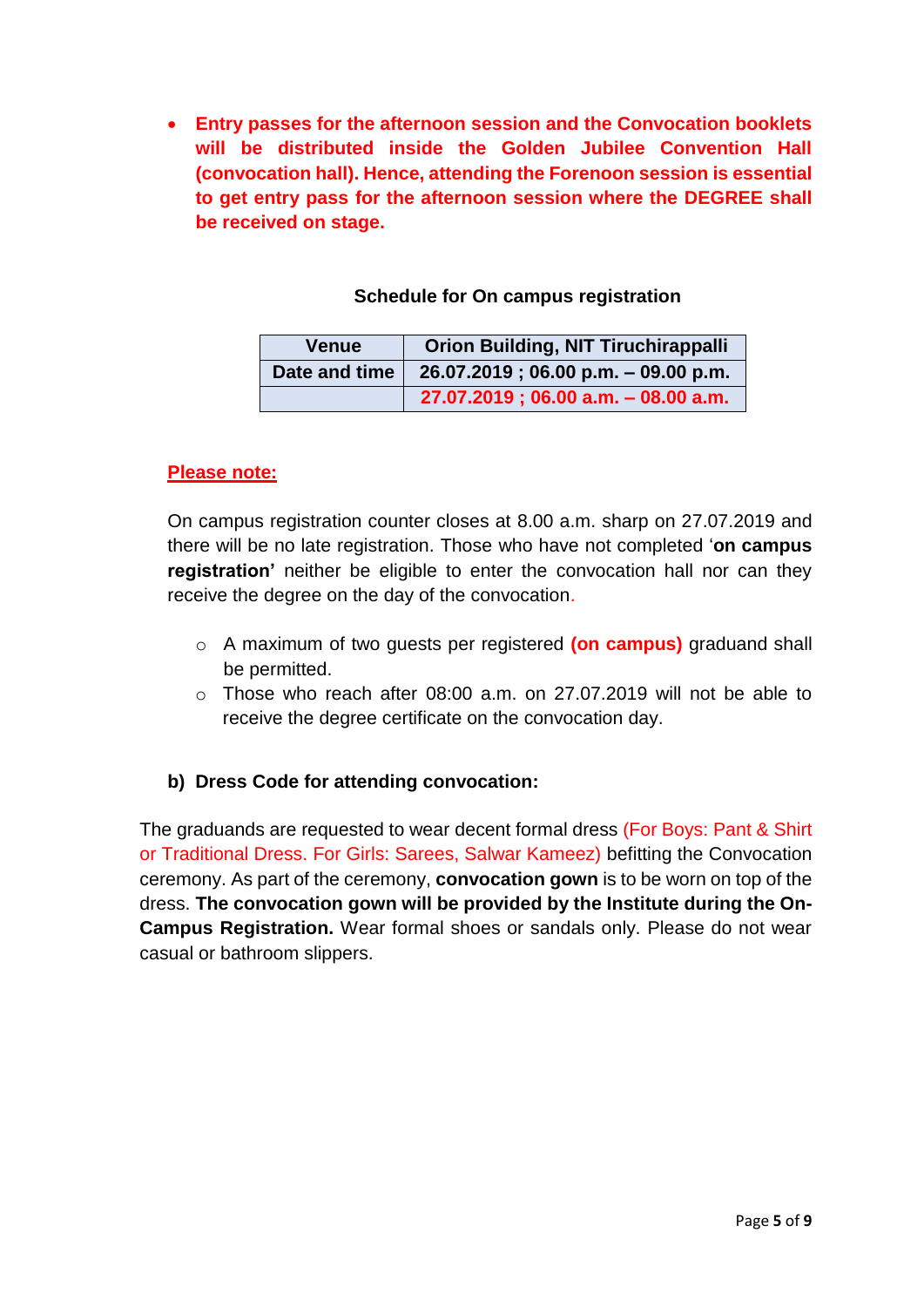- **Entry passes for the afternoon session and the Convocation booklets will be distributed inside the Golden Jubilee Convention Hall (convocation hall). Hence, attending the Forenoon session is essential to get entry pass for the afternoon session where the DEGREE shall be received on stage.**

**Schedule for On campus registration**

| Venue | Orion Building, NIT Tiruchirappalli |
|---|---|
| Date and time | 26.07.2019 ; 06.00 p.m. – 09.00 p.m. |
| | 27.07.2019 ; 06.00 a.m. – 08.00 a.m. |

**Please note:**

On campus registration counter closes at 8.00 a.m. sharp on 27.07.2019 and there will be no late registration. Those who have not completed '**on campus registration'** neither be eligible to enter the convocation hall nor can they receive the degree on the day of the convocation.

- A maximum of two guests per registered **(on campus)** graduand shall be permitted.
- Those who reach after 08:00 a.m. on 27.07.2019 will not be able to receive the degree certificate on the convocation day.

**b) Dress Code for attending convocation:**

The graduands are requested to wear decent formal dress (For Boys: Pant & Shirt or Traditional Dress. For Girls: Sarees, Salwar Kameez) befitting the Convocation ceremony. As part of the ceremony, **convocation gown** is to be worn on top of the dress. **The convocation gown will be provided by the Institute during the On-Campus Registration.** Wear formal shoes or sandals only. Please do not wear casual or bathroom slippers.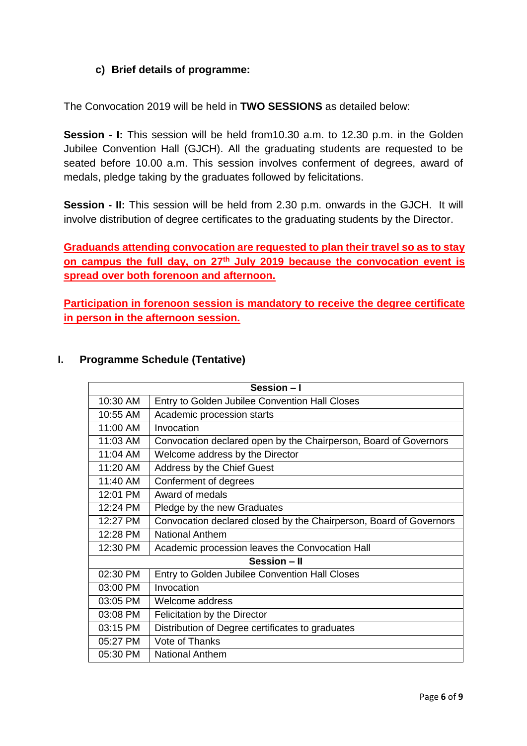### c) Brief details of programme:

The Convocation 2019 will be held in **TWO SESSIONS** as detailed below:

**Session - I:** This session will be held from10.30 a.m. to 12.30 p.m. in the Golden Jubilee Convention Hall (GJCH). All the graduating students are requested to be seated before 10.00 a.m. This session involves conferment of degrees, award of medals, pledge taking by the graduates followed by felicitations.

**Session - II:** This session will be held from 2.30 p.m. onwards in the GJCH. It will involve distribution of degree certificates to the graduating students by the Director.

**Graduands attending convocation are requested to plan their travel so as to stay on campus the full day, on 27th July 2019 because the convocation event is spread over both forenoon and afternoon.**

**Participation in forenoon session is mandatory to receive the degree certificate in person in the afternoon session.**

## I. Programme Schedule (Tentative)

| Session – I | |
|---|---|
| 10:30 AM | Entry to Golden Jubilee Convention Hall Closes |
| 10:55 AM | Academic procession starts |
| 11:00 AM | Invocation |
| 11:03 AM | Convocation declared open by the Chairperson, Board of Governors |
| 11:04 AM | Welcome address by the Director |
| 11:20 AM | Address by the Chief Guest |
| 11:40 AM | Conferment of degrees |
| 12:01 PM | Award of medals |
| 12:24 PM | Pledge by the new Graduates |
| 12:27 PM | Convocation declared closed by the Chairperson, Board of Governors |
| 12:28 PM | National Anthem |
| 12:30 PM | Academic procession leaves the Convocation Hall |
| **Session – II** | |
| 02:30 PM | Entry to Golden Jubilee Convention Hall Closes |
| 03:00 PM | Invocation |
| 03:05 PM | Welcome address |
| 03:08 PM | Felicitation by the Director |
| 03:15 PM | Distribution of Degree certificates to graduates |
| 05:27 PM | Vote of Thanks |
| 05:30 PM | National Anthem |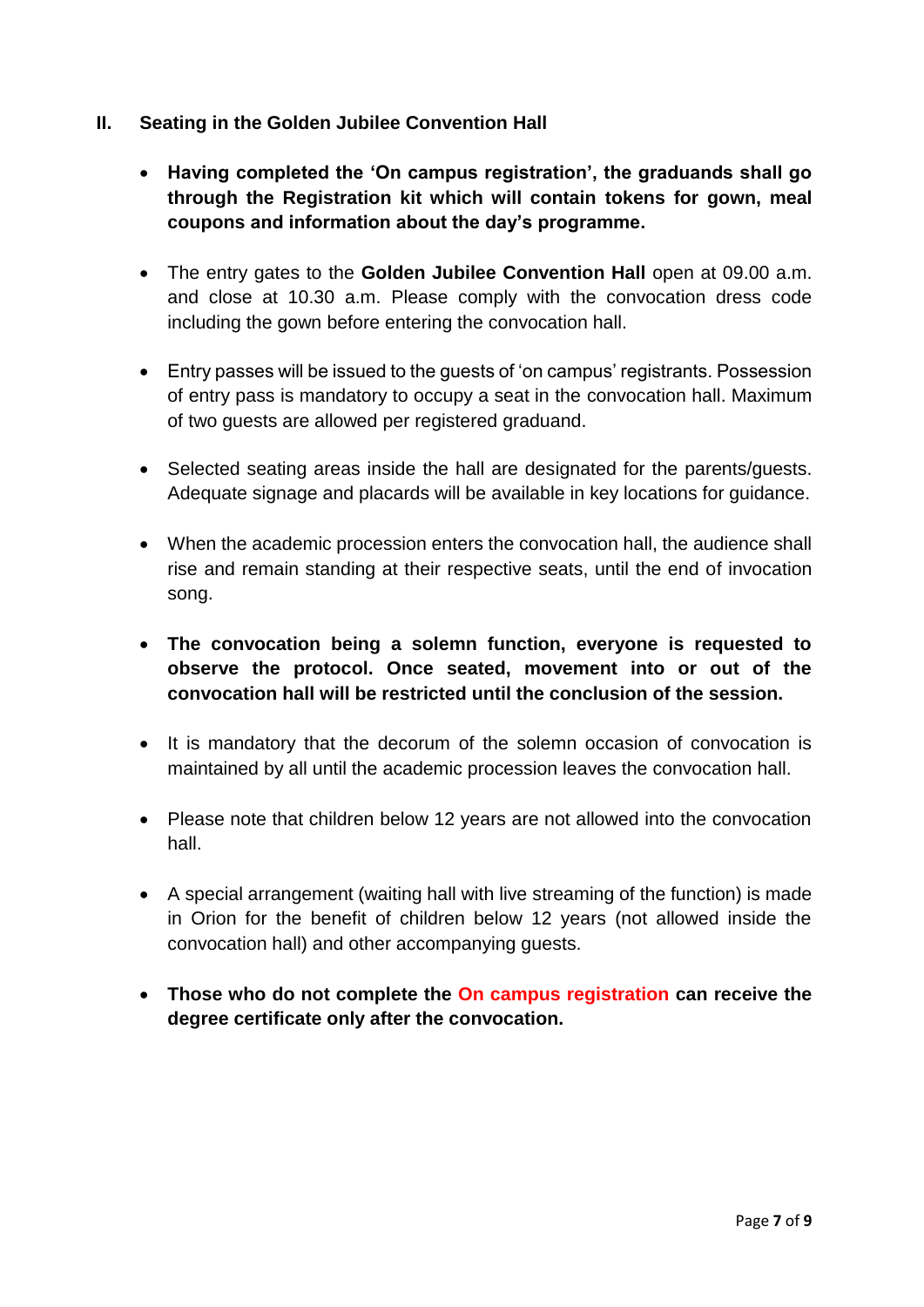## II. Seating in the Golden Jubilee Convention Hall

- **Having completed the 'On campus registration', the graduands shall go through the Registration kit which will contain tokens for gown, meal coupons and information about the day's programme.**
- The entry gates to the **Golden Jubilee Convention Hall** open at 09.00 a.m. and close at 10.30 a.m. Please comply with the convocation dress code including the gown before entering the convocation hall.
- Entry passes will be issued to the guests of 'on campus' registrants. Possession of entry pass is mandatory to occupy a seat in the convocation hall. Maximum of two guests are allowed per registered graduand.
- Selected seating areas inside the hall are designated for the parents/guests. Adequate signage and placards will be available in key locations for guidance.
- When the academic procession enters the convocation hall, the audience shall rise and remain standing at their respective seats, until the end of invocation song.
- **The convocation being a solemn function, everyone is requested to observe the protocol. Once seated, movement into or out of the convocation hall will be restricted until the conclusion of the session.**
- It is mandatory that the decorum of the solemn occasion of convocation is maintained by all until the academic procession leaves the convocation hall.
- Please note that children below 12 years are not allowed into the convocation hall.
- A special arrangement (waiting hall with live streaming of the function) is made in Orion for the benefit of children below 12 years (not allowed inside the convocation hall) and other accompanying guests.
- **Those who do not complete the On campus registration can receive the degree certificate only after the convocation.**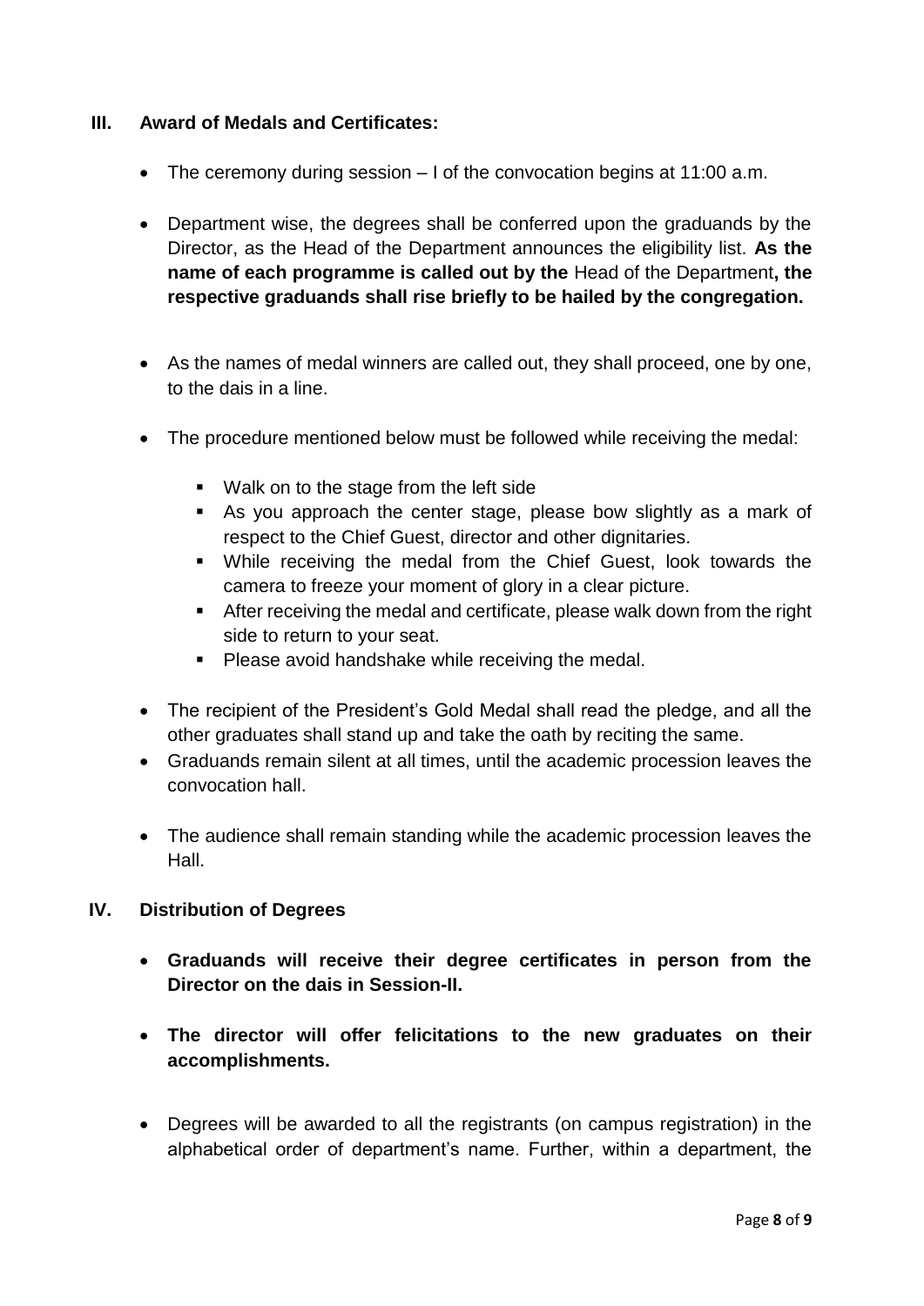## III. Award of Medals and Certificates:

- The ceremony during session – I of the convocation begins at 11:00 a.m.
- Department wise, the degrees shall be conferred upon the graduands by the Director, as the Head of the Department announces the eligibility list. **As the name of each programme is called out by the** Head of the Department**, the respective graduands shall rise briefly to be hailed by the congregation.**
- As the names of medal winners are called out, they shall proceed, one by one, to the dais in a line.
- The procedure mentioned below must be followed while receiving the medal:
  - Walk on to the stage from the left side
  - As you approach the center stage, please bow slightly as a mark of respect to the Chief Guest, director and other dignitaries.
  - While receiving the medal from the Chief Guest, look towards the camera to freeze your moment of glory in a clear picture.
  - After receiving the medal and certificate, please walk down from the right side to return to your seat.
  - Please avoid handshake while receiving the medal.
- The recipient of the President's Gold Medal shall read the pledge, and all the other graduates shall stand up and take the oath by reciting the same.
- Graduands remain silent at all times, until the academic procession leaves the convocation hall.
- The audience shall remain standing while the academic procession leaves the Hall.

## IV. Distribution of Degrees

- **Graduands will receive their degree certificates in person from the Director on the dais in Session-II.**
- **The director will offer felicitations to the new graduates on their accomplishments.**
- Degrees will be awarded to all the registrants (on campus registration) in the alphabetical order of department's name. Further, within a department, the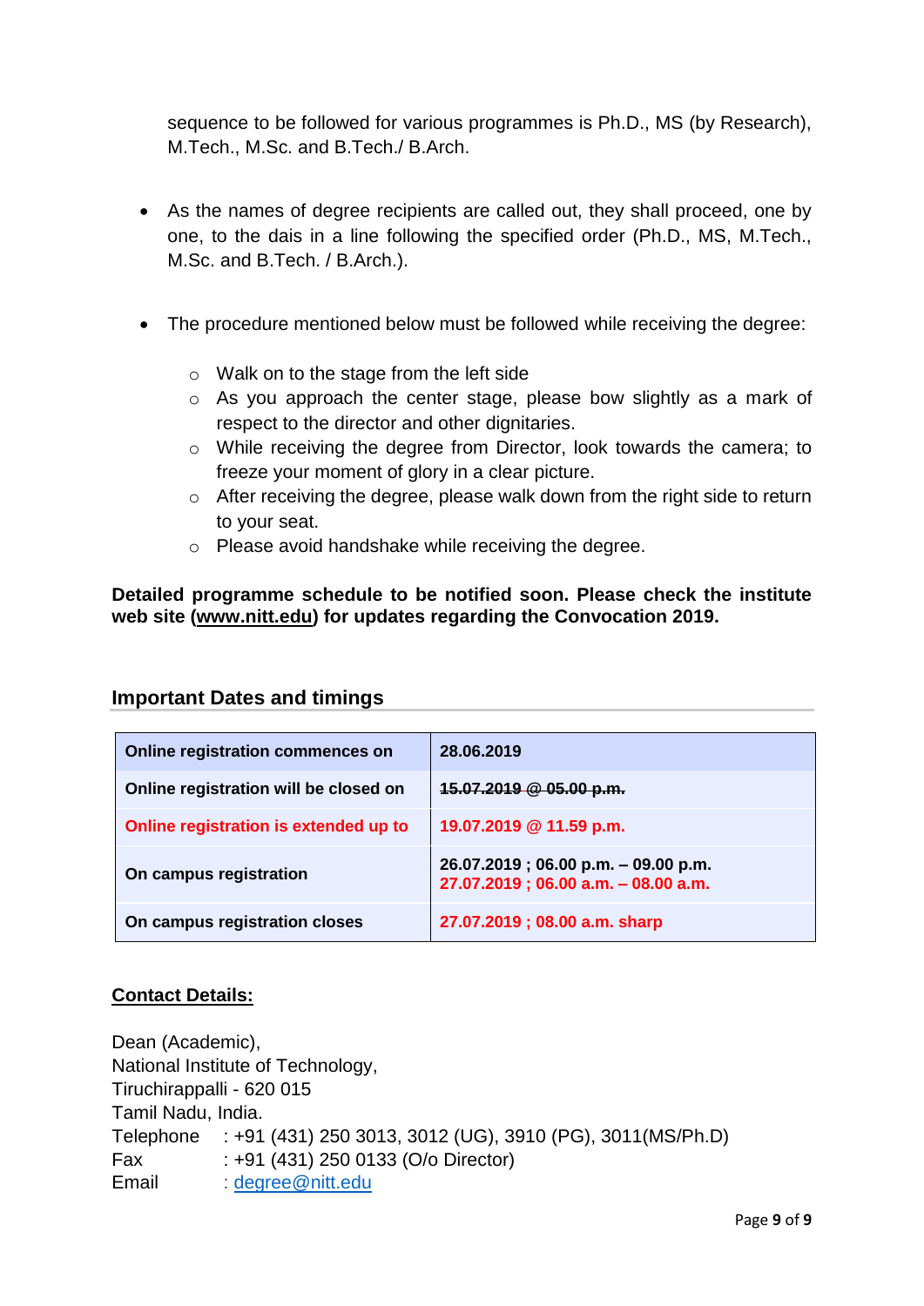sequence to be followed for various programmes is Ph.D., MS (by Research), M.Tech., M.Sc. and B.Tech./ B.Arch.

- As the names of degree recipients are called out, they shall proceed, one by one, to the dais in a line following the specified order (Ph.D., MS, M.Tech., M.Sc. and B.Tech. / B.Arch.).

- The procedure mentioned below must be followed while receiving the degree:

  - Walk on to the stage from the left side
  - As you approach the center stage, please bow slightly as a mark of respect to the director and other dignitaries.
  - While receiving the degree from Director, look towards the camera; to freeze your moment of glory in a clear picture.
  - After receiving the degree, please walk down from the right side to return to your seat.
  - Please avoid handshake while receiving the degree.

**Detailed programme schedule to be notified soon. Please check the institute web site (www.nitt.edu) for updates regarding the Convocation 2019.**

## Important Dates and timings

| | |
|---|---|
| **Online registration commences on** | **28.06.2019** |
| **Online registration will be closed on** | ~~**15.07.2019 @ 05.00 p.m.**~~ |
| **Online registration is extended up to** | **19.07.2019 @ 11.59 p.m.** |
| **On campus registration** | **26.07.2019 ; 06.00 p.m. – 09.00 p.m.**<br>**27.07.2019 ; 06.00 a.m. – 08.00 a.m.** |
| **On campus registration closes** | **27.07.2019 ; 08.00 a.m. sharp** |

**Contact Details:**

Dean (Academic),
National Institute of Technology,
Tiruchirappalli - 620 015
Tamil Nadu, India.
Telephone : +91 (431) 250 3013, 3012 (UG), 3910 (PG), 3011(MS/Ph.D)
Fax : +91 (431) 250 0133 (O/o Director)
Email : degree@nitt.edu